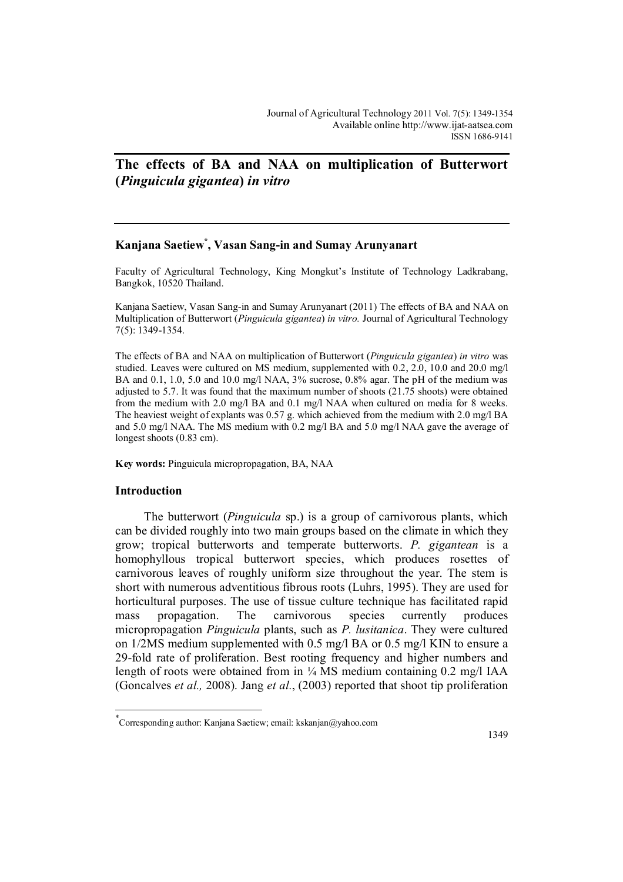# The effects of BA and NAA on multiplication of Butterwort (*Pinguicula gigantea*) *in vitro*

**Kanjana Saetiew*, Vasan Sang-in and Sumay Arunyanart**

Faculty of Agricultural Technology, King Mongkut's Institute of Technology Ladkrabang, Bangkok, 10520 Thailand.

Kanjana Saetiew, Vasan Sang-in and Sumay Arunyanart (2011) The effects of BA and NAA on Multiplication of Butterwort (*Pinguicula gigantea*) *in vitro.* Journal of Agricultural Technology 7(5): 1349-1354.

The effects of BA and NAA on multiplication of Butterwort (*Pinguicula gigantea*) *in vitro* was studied. Leaves were cultured on MS medium, supplemented with 0.2, 2.0, 10.0 and 20.0 mg/l BA and 0.1, 1.0, 5.0 and 10.0 mg/l NAA, 3% sucrose, 0.8% agar. The pH of the medium was adjusted to 5.7. It was found that the maximum number of shoots (21.75 shoots) were obtained from the medium with 2.0 mg/l BA and 0.1 mg/l NAA when cultured on media for 8 weeks. The heaviest weight of explants was 0.57 g. which achieved from the medium with 2.0 mg/l BA and 5.0 mg/l NAA. The MS medium with 0.2 mg/l BA and 5.0 mg/l NAA gave the average of longest shoots (0.83 cm).

**Key words:** Pinguicula micropropagation, BA, NAA

## Introduction

The butterwort (*Pinguicula* sp.) is a group of carnivorous plants, which can be divided roughly into two main groups based on the climate in which they grow; tropical butterworts and temperate butterworts. *P. gigantean* is a homophyllous tropical butterwort species, which produces rosettes of carnivorous leaves of roughly uniform size throughout the year. The stem is short with numerous adventitious fibrous roots (Luhrs, 1995). They are used for horticultural purposes. The use of tissue culture technique has facilitated rapid mass propagation. The carnivorous species currently produces micropropagation *Pinguicula* plants, such as *P. lusitanica*. They were cultured on 1/2MS medium supplemented with 0.5 mg/l BA or 0.5 mg/l KIN to ensure a 29-fold rate of proliferation. Best rooting frequency and higher numbers and length of roots were obtained from in ¼ MS medium containing 0.2 mg/l IAA (Goncalves *et al.,* 2008). Jang *et al*., (2003) reported that shoot tip proliferation

*Corresponding author: Kanjana Saetiew; email: kskanjan@yahoo.com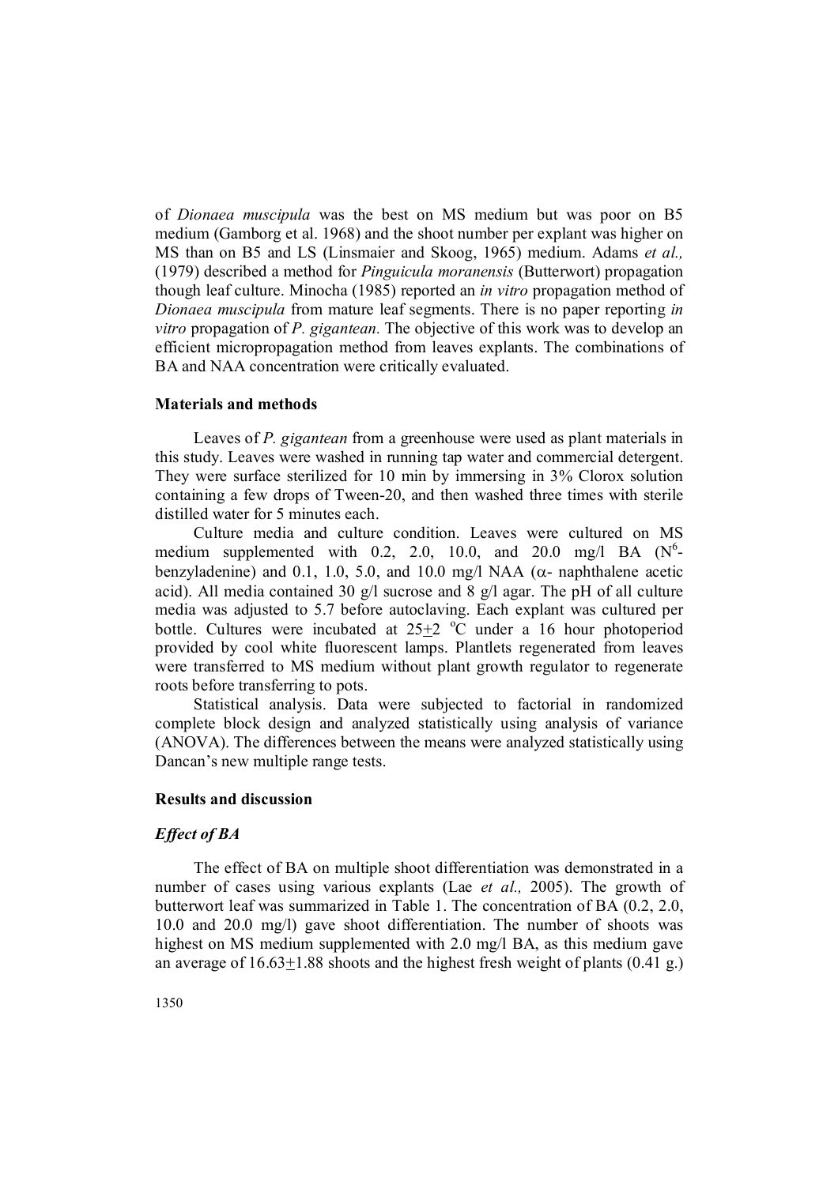of *Dionaea muscipula* was the best on MS medium but was poor on B5 medium (Gamborg et al. 1968) and the shoot number per explant was higher on MS than on B5 and LS (Linsmaier and Skoog, 1965) medium. Adams *et al.,* (1979) described a method for *Pinguicula moranensis* (Butterwort) propagation though leaf culture. Minocha (1985) reported an *in vitro* propagation method of *Dionaea muscipula* from mature leaf segments. There is no paper reporting *in vitro* propagation of *P. gigantean.* The objective of this work was to develop an efficient micropropagation method from leaves explants. The combinations of BA and NAA concentration were critically evaluated.

**Materials and methods**

Leaves of *P. gigantean* from a greenhouse were used as plant materials in this study. Leaves were washed in running tap water and commercial detergent. They were surface sterilized for 10 min by immersing in 3% Clorox solution containing a few drops of Tween-20, and then washed three times with sterile distilled water for 5 minutes each.

Culture media and culture condition. Leaves were cultured on MS medium supplemented with 0.2, 2.0, 10.0, and 20.0 mg/l BA ($N^6$-benzyladenine) and 0.1, 1.0, 5.0, and 10.0 mg/l NAA ($\alpha$- naphthalene acetic acid). All media contained 30 g/l sucrose and 8 g/l agar. The pH of all culture media was adjusted to 5.7 before autoclaving. Each explant was cultured per bottle. Cultures were incubated at $25 \pm 2$ °C under a 16 hour photoperiod provided by cool white fluorescent lamps. Plantlets regenerated from leaves were transferred to MS medium without plant growth regulator to regenerate roots before transferring to pots.

Statistical analysis. Data were subjected to factorial in randomized complete block design and analyzed statistically using analysis of variance (ANOVA). The differences between the means were analyzed statistically using Dancan's new multiple range tests.

**Results and discussion**

***Effect of BA***

The effect of BA on multiple shoot differentiation was demonstrated in a number of cases using various explants (Lae *et al.,* 2005). The growth of butterwort leaf was summarized in Table 1. The concentration of BA (0.2, 2.0, 10.0 and 20.0 mg/l) gave shoot differentiation. The number of shoots was highest on MS medium supplemented with 2.0 mg/l BA, as this medium gave an average of $16.63 \pm 1.88$ shoots and the highest fresh weight of plants (0.41 g.)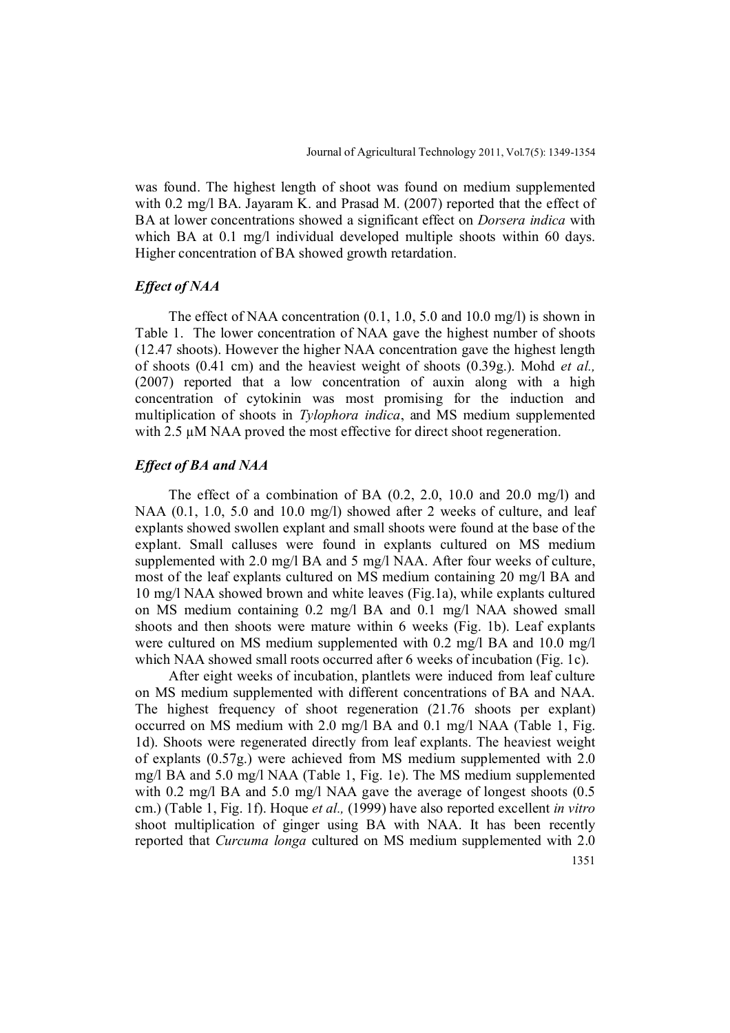was found. The highest length of shoot was found on medium supplemented with 0.2 mg/l BA. Jayaram K. and Prasad M. (2007) reported that the effect of BA at lower concentrations showed a significant effect on *Dorsera indica* with which BA at 0.1 mg/l individual developed multiple shoots within 60 days. Higher concentration of BA showed growth retardation.

### *Effect of NAA*

The effect of NAA concentration (0.1, 1.0, 5.0 and 10.0 mg/l) is shown in Table 1. The lower concentration of NAA gave the highest number of shoots (12.47 shoots). However the higher NAA concentration gave the highest length of shoots (0.41 cm) and the heaviest weight of shoots (0.39g.). Mohd *et al.,* (2007) reported that a low concentration of auxin along with a high concentration of cytokinin was most promising for the induction and multiplication of shoots in *Tylophora indica*, and MS medium supplemented with 2.5 µM NAA proved the most effective for direct shoot regeneration.

### *Effect of BA and NAA*

The effect of a combination of BA (0.2, 2.0, 10.0 and 20.0 mg/l) and NAA (0.1, 1.0, 5.0 and 10.0 mg/l) showed after 2 weeks of culture, and leaf explants showed swollen explant and small shoots were found at the base of the explant. Small calluses were found in explants cultured on MS medium supplemented with 2.0 mg/l BA and 5 mg/l NAA. After four weeks of culture, most of the leaf explants cultured on MS medium containing 20 mg/l BA and 10 mg/l NAA showed brown and white leaves (Fig.1a), while explants cultured on MS medium containing 0.2 mg/l BA and 0.1 mg/l NAA showed small shoots and then shoots were mature within 6 weeks (Fig. 1b). Leaf explants were cultured on MS medium supplemented with 0.2 mg/l BA and 10.0 mg/l which NAA showed small roots occurred after 6 weeks of incubation (Fig. 1c).

After eight weeks of incubation, plantlets were induced from leaf culture on MS medium supplemented with different concentrations of BA and NAA. The highest frequency of shoot regeneration (21.76 shoots per explant) occurred on MS medium with 2.0 mg/l BA and 0.1 mg/l NAA (Table 1, Fig. 1d). Shoots were regenerated directly from leaf explants. The heaviest weight of explants (0.57g.) were achieved from MS medium supplemented with 2.0 mg/l BA and 5.0 mg/l NAA (Table 1, Fig. 1e). The MS medium supplemented with 0.2 mg/l BA and 5.0 mg/l NAA gave the average of longest shoots (0.5 cm.) (Table 1, Fig. 1f). Hoque *et al.,* (1999) have also reported excellent *in vitro* shoot multiplication of ginger using BA with NAA. It has been recently reported that *Curcuma longa* cultured on MS medium supplemented with 2.0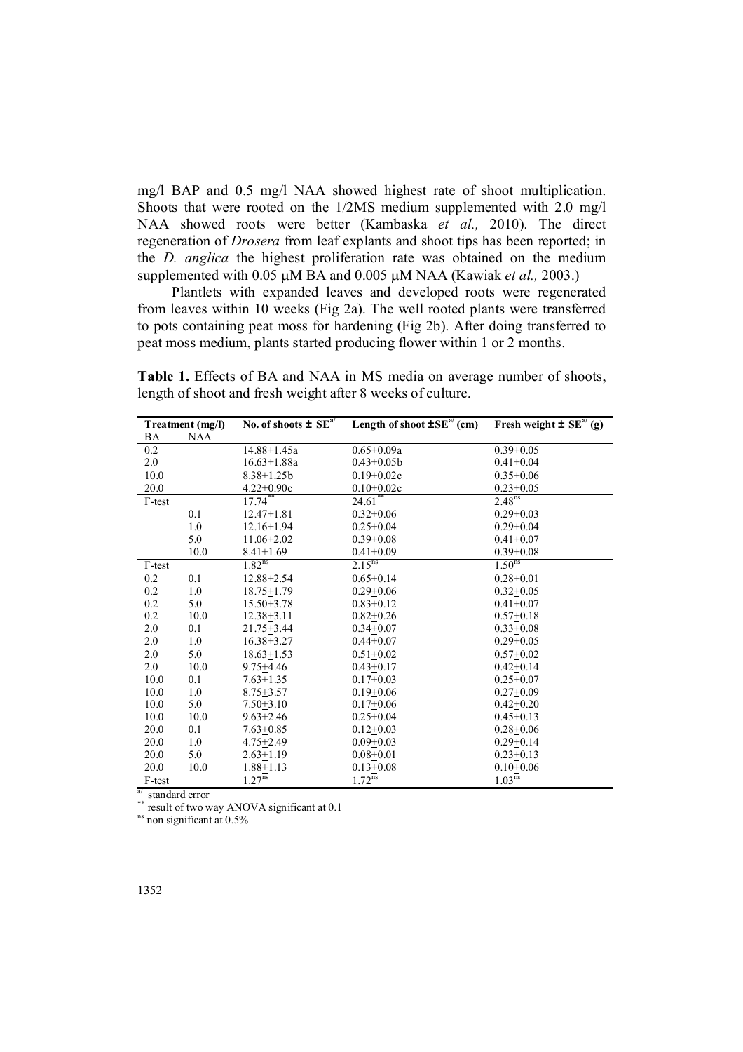mg/l BAP and 0.5 mg/l NAA showed highest rate of shoot multiplication. Shoots that were rooted on the 1/2MS medium supplemented with 2.0 mg/l NAA showed roots were better (Kambaska *et al.,* 2010). The direct regeneration of *Drosera* from leaf explants and shoot tips has been reported; in the *D. anglica* the highest proliferation rate was obtained on the medium supplemented with 0.05 μM BA and 0.005 μM NAA (Kawiak *et al.,* 2003.)

Plantlets with expanded leaves and developed roots were regenerated from leaves within 10 weeks (Fig 2a). The well rooted plants were transferred to pots containing peat moss for hardening (Fig 2b). After doing transferred to peat moss medium, plants started producing flower within 1 or 2 months.

**Table 1.** Effects of BA and NAA in MS media on average number of shoots, length of shoot and fresh weight after 8 weeks of culture.

| Treatment (mg/l) | | No. of shoots ± SE[a/] | Length of shoot ±SE[a/] (cm) | Fresh weight ± SE[a/] (g) |
|---|---|---|---|---|
| BA | NAA | | | |
| 0.2 | | 14.88+1.45a | 0.65+0.09a | 0.39+0.05 |
| 2.0 | | 16.63+1.88a | 0.43+0.05b | 0.41+0.04 |
| 10.0 | | 8.38+1.25b | 0.19+0.02c | 0.35+0.06 |
| 20.0 | | 4.22+0.90c | 0.10+0.02c | 0.23+0.05 |
| F-test | | 17.74[**] | 24.61[**] | 2.48[ns] |
| | 0.1 | 12.47+1.81 | 0.32+0.06 | 0.29+0.03 |
| | 1.0 | 12.16+1.94 | 0.25+0.04 | 0.29+0.04 |
| | 5.0 | 11.06+2.02 | 0.39+0.08 | 0.41+0.07 |
| | 10.0 | 8.41+1.69 | 0.41+0.09 | 0.39+0.08 |
| F-test | | 1.82[ns] | 2.15[ns] | 1.50[ns] |
| 0.2 | 0.1 | 12.88±2.54 | 0.65±0.14 | 0.28±0.01 |
| 0.2 | 1.0 | 18.75±1.79 | 0.29±0.06 | 0.32±0.05 |
| 0.2 | 5.0 | 15.50±3.78 | 0.83±0.12 | 0.41±0.07 |
| 0.2 | 10.0 | 12.38±3.11 | 0.82±0.26 | 0.57±0.18 |
| 2.0 | 0.1 | 21.75±3.44 | 0.34±0.07 | 0.33±0.08 |
| 2.0 | 1.0 | 16.38±3.27 | 0.44±0.07 | 0.29±0.05 |
| 2.0 | 5.0 | 18.63±1.53 | 0.51±0.02 | 0.57±0.02 |
| 2.0 | 10.0 | 9.75±4.46 | 0.43±0.17 | 0.42±0.14 |
| 10.0 | 0.1 | 7.63±1.35 | 0.17±0.03 | 0.25±0.07 |
| 10.0 | 1.0 | 8.75±3.57 | 0.19±0.06 | 0.27±0.09 |
| 10.0 | 5.0 | 7.50±3.10 | 0.17±0.06 | 0.42±0.20 |
| 10.0 | 10.0 | 9.63±2.46 | 0.25±0.04 | 0.45±0.13 |
| 20.0 | 0.1 | 7.63±0.85 | 0.12±0.03 | 0.28±0.06 |
| 20.0 | 1.0 | 4.75±2.49 | 0.09±0.03 | 0.29±0.14 |
| 20.0 | 5.0 | 2.63±1.19 | 0.08±0.01 | 0.23±0.13 |
| 20.0 | 10.0 | 1.88±1.13 | 0.13±0.08 | 0.10±0.06 |
| F-test | | 1.27[ns] | 1.72[ns] | 1.03[ns] |

[a/] standard error

[**] result of two way ANOVA significant at 0.1

[ns] non significant at 0.5%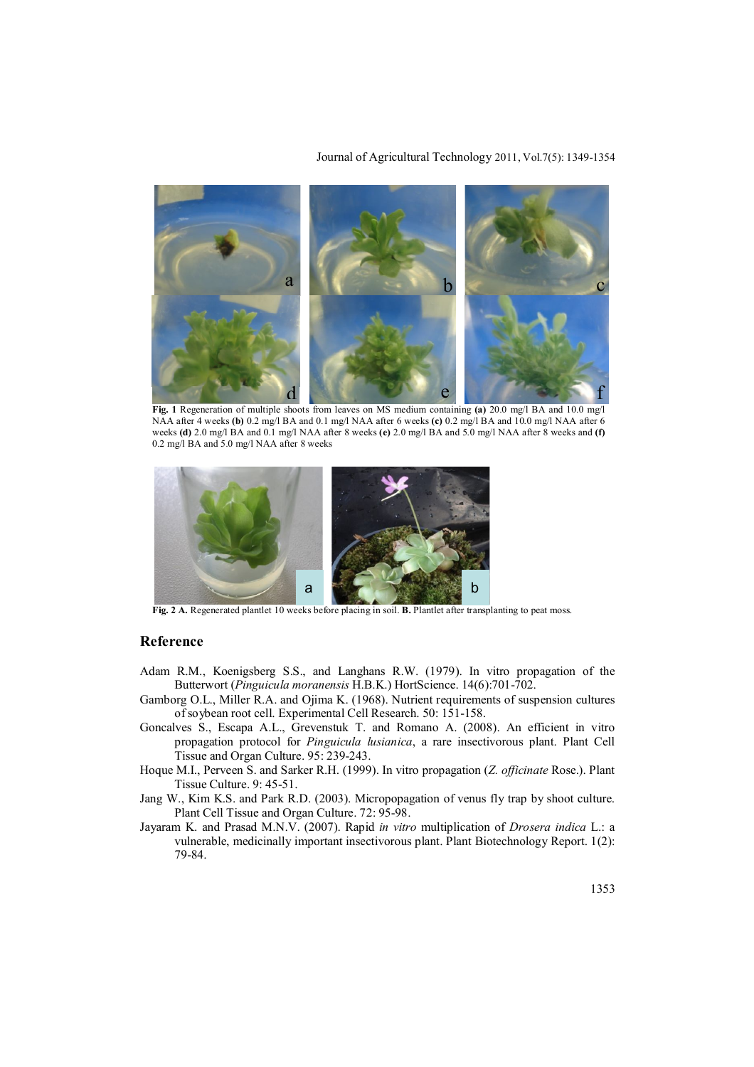**Fig. 1** Regeneration of multiple shoots from leaves on MS medium containing **(a)** 20.0 mg/l BA and 10.0 mg/l NAA after 4 weeks **(b)** 0.2 mg/l BA and 0.1 mg/l NAA after 6 weeks **(c)** 0.2 mg/l BA and 10.0 mg/l NAA after 6 weeks **(d)** 2.0 mg/l BA and 0.1 mg/l NAA after 8 weeks **(e)** 2.0 mg/l BA and 5.0 mg/l NAA after 8 weeks and **(f)** 0.2 mg/l BA and 5.0 mg/l NAA after 8 weeks

**Fig. 2 A.** Regenerated plantlet 10 weeks before placing in soil. **B.** Plantlet after transplanting to peat moss.

## Reference

Adam R.M., Koenigsberg S.S., and Langhans R.W. (1979). In vitro propagation of the Butterwort (*Pinguicula moranensis* H.B.K.) HortScience. 14(6):701-702.

Gamborg O.L., Miller R.A. and Ojima K. (1968). Nutrient requirements of suspension cultures of soybean root cell. Experimental Cell Research. 50: 151-158.

Goncalves S., Escapa A.L., Grevenstuk T. and Romano A. (2008). An efficient in vitro propagation protocol for *Pinguicula lusianica*, a rare insectivorous plant. Plant Cell Tissue and Organ Culture. 95: 239-243.

Hoque M.I., Perveen S. and Sarker R.H. (1999). In vitro propagation (*Z. officinate* Rose.). Plant Tissue Culture. 9: 45-51.

Jang W., Kim K.S. and Park R.D. (2003). Micropopagation of venus fly trap by shoot culture. Plant Cell Tissue and Organ Culture. 72: 95-98.

Jayaram K. and Prasad M.N.V. (2007). Rapid *in vitro* multiplication of *Drosera indica* L.: a vulnerable, medicinally important insectivorous plant. Plant Biotechnology Report. 1(2): 79-84.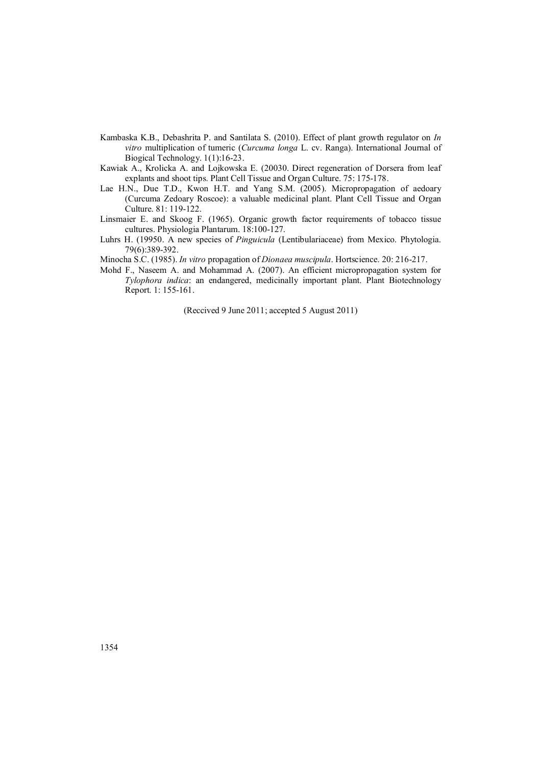Kambaska K.B., Debashrita P. and Santilata S. (2010). Effect of plant growth regulator on *In vitro* multiplication of tumeric (*Curcuma longa* L. cv. Ranga). International Journal of Biogical Technology. 1(1):16-23.

Kawiak A., Krolicka A. and Lojkowska E. (20030. Direct regeneration of Dorsera from leaf explants and shoot tips. Plant Cell Tissue and Organ Culture. 75: 175-178.

Lae H.N., Due T.D., Kwon H.T. and Yang S.M. (2005). Micropropagation of aedoary (Curcuma Zedoary Roscoe): a valuable medicinal plant. Plant Cell Tissue and Organ Culture. 81: 119-122.

Linsmaier E. and Skoog F. (1965). Organic growth factor requirements of tobacco tissue cultures. Physiologia Plantarum. 18:100-127.

Luhrs H. (19950. A new species of *Pinguicula* (Lentibulariaceae) from Mexico. Phytologia. 79(6):389-392.

Minocha S.C. (1985). *In vitro* propagation of *Dionaea muscipula*. Hortscience. 20: 216-217.

Mohd F., Naseem A. and Mohammad A. (2007). An efficient micropropagation system for *Tylophora indica*: an endangered, medicinally important plant. Plant Biotechnology Report. 1: 155-161.

(Reccived 9 June 2011; accepted 5 August 2011)